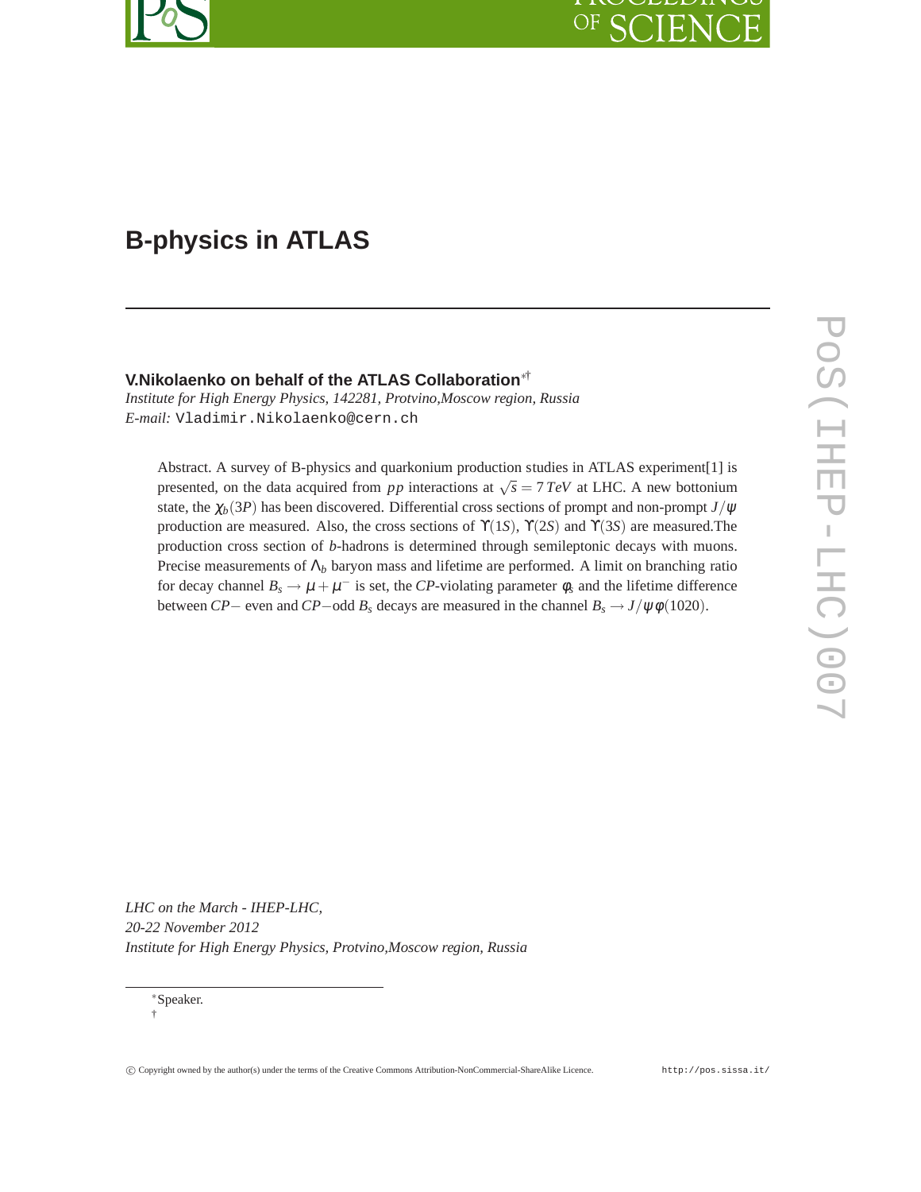# B-physics in ATLAS

**V.Nikolaenko on behalf of the ATLAS Collaboration**[*†]

*Institute for High Energy Physics, 142281, Protvino,Moscow region, Russia*
*E-mail:* Vladimir.Nikolaenko@cern.ch

Abstract. A survey of B-physics and quarkonium production studies in ATLAS experiment[1] is presented, on the data acquired from $pp$ interactions at $\sqrt{s} = 7\,TeV$ at LHC. A new bottonium state, the $\chi_b(3P)$ has been discovered. Differential cross sections of prompt and non-prompt $J/\psi$ production are measured. Also, the cross sections of $\Upsilon(1S)$, $\Upsilon(2S)$ and $\Upsilon(3S)$ are measured.The production cross section of $b$-hadrons is determined through semileptonic decays with muons. Precise measurements of $\Lambda_b$ baryon mass and lifetime are performed. A limit on branching ratio for decay channel $B_s \to \mu + \mu^-$ is set, the $CP$-violating parameter $\phi_s$ and the lifetime difference between $CP-$ even and $CP-$odd $B_s$ decays are measured in the channel $B_s \to J/\psi\,\phi(1020)$.

*LHC on the March - IHEP-LHC,*
*20-22 November 2012*
*Institute for High Energy Physics, Protvino,Moscow region, Russia*

*Speaker.
†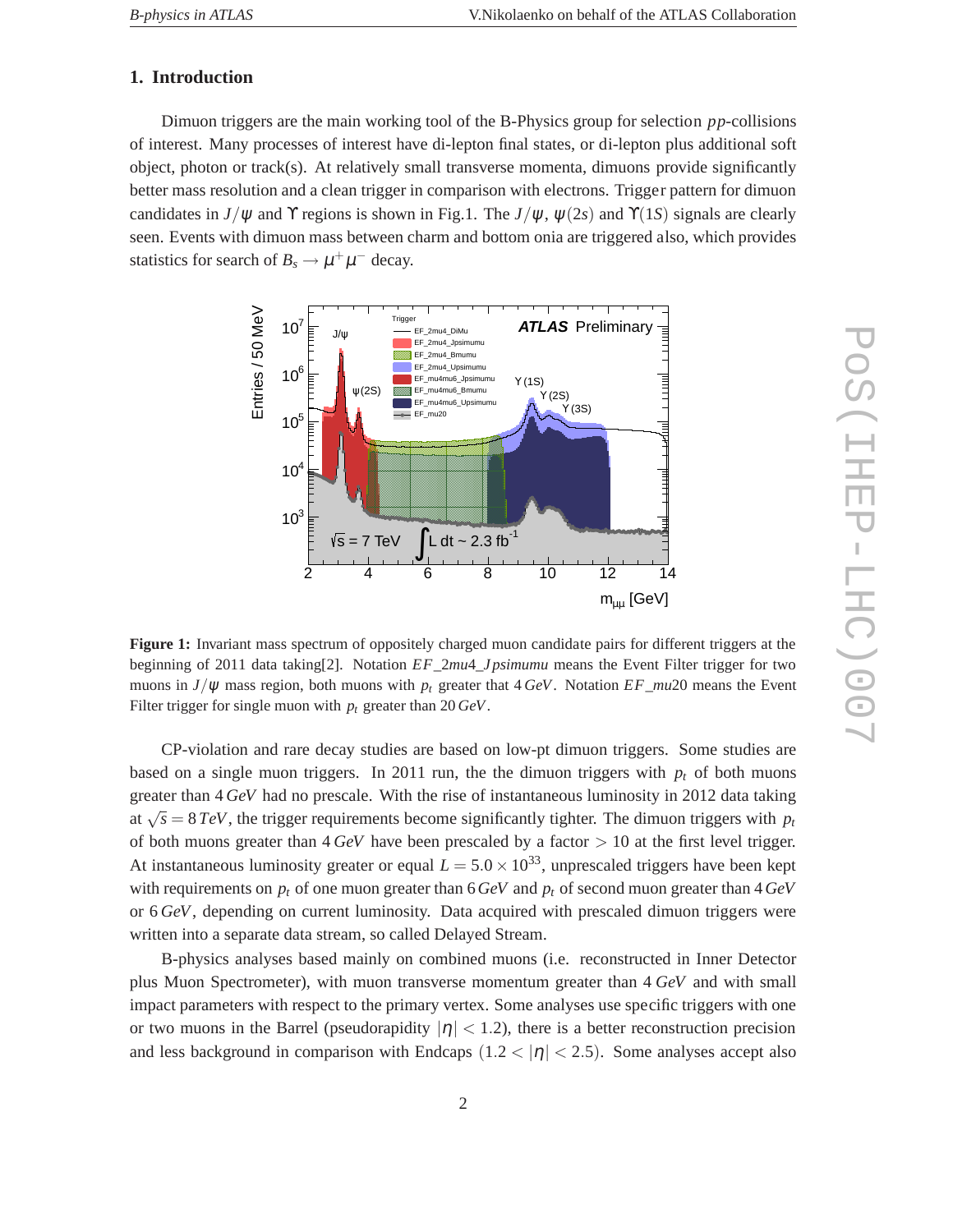## 1. Introduction

Dimuon triggers are the main working tool of the B-Physics group for selection $pp$-collisions of interest. Many processes of interest have di-lepton final states, or di-lepton plus additional soft object, photon or track(s). At relatively small transverse momenta, dimuons provide significantly better mass resolution and a clean trigger in comparison with electrons. Trigger pattern for dimuon candidates in $J/\psi$ and $\Upsilon$ regions is shown in Fig.1. The $J/\psi$, $\psi(2s)$ and $\Upsilon(1S)$ signals are clearly seen. Events with dimuon mass between charm and bottom onia are triggered also, which provides statistics for search of $B_s \to \mu^+\mu^-$ decay.

**Figure 1:** Invariant mass spectrum of oppositely charged muon candidate pairs for different triggers at the beginning of 2011 data taking[2]. Notation $EF\_2mu4\_Jpsimumu$ means the Event Filter trigger for two muons in $J/\psi$ mass region, both muons with $p_t$ greater that $4\,GeV$. Notation $EF\_mu20$ means the Event Filter trigger for single muon with $p_t$ greater than $20\,GeV$.

CP-violation and rare decay studies are based on low-pt dimuon triggers. Some studies are based on a single muon triggers. In 2011 run, the the dimuon triggers with $p_t$ of both muons greater than $4\,GeV$ had no prescale. With the rise of instantaneous luminosity in 2012 data taking at $\sqrt{s} = 8\,TeV$, the trigger requirements become significantly tighter. The dimuon triggers with $p_t$ of both muons greater than $4\,GeV$ have been prescaled by a factor $> 10$ at the first level trigger. At instantaneous luminosity greater or equal $L = 5.0 \times 10^{33}$, unprescaled triggers have been kept with requirements on $p_t$ of one muon greater than $6\,GeV$ and $p_t$ of second muon greater than $4\,GeV$ or $6\,GeV$, depending on current luminosity. Data acquired with prescaled dimuon triggers were written into a separate data stream, so called Delayed Stream.

B-physics analyses based mainly on combined muons (i.e. reconstructed in Inner Detector plus Muon Spectrometer), with muon transverse momentum greater than $4\,GeV$ and with small impact parameters with respect to the primary vertex. Some analyses use specific triggers with one or two muons in the Barrel (pseudorapidity $|\eta| < 1.2$), there is a better reconstruction precision and less background in comparison with Endcaps $(1.2 < |\eta| < 2.5)$. Some analyses accept also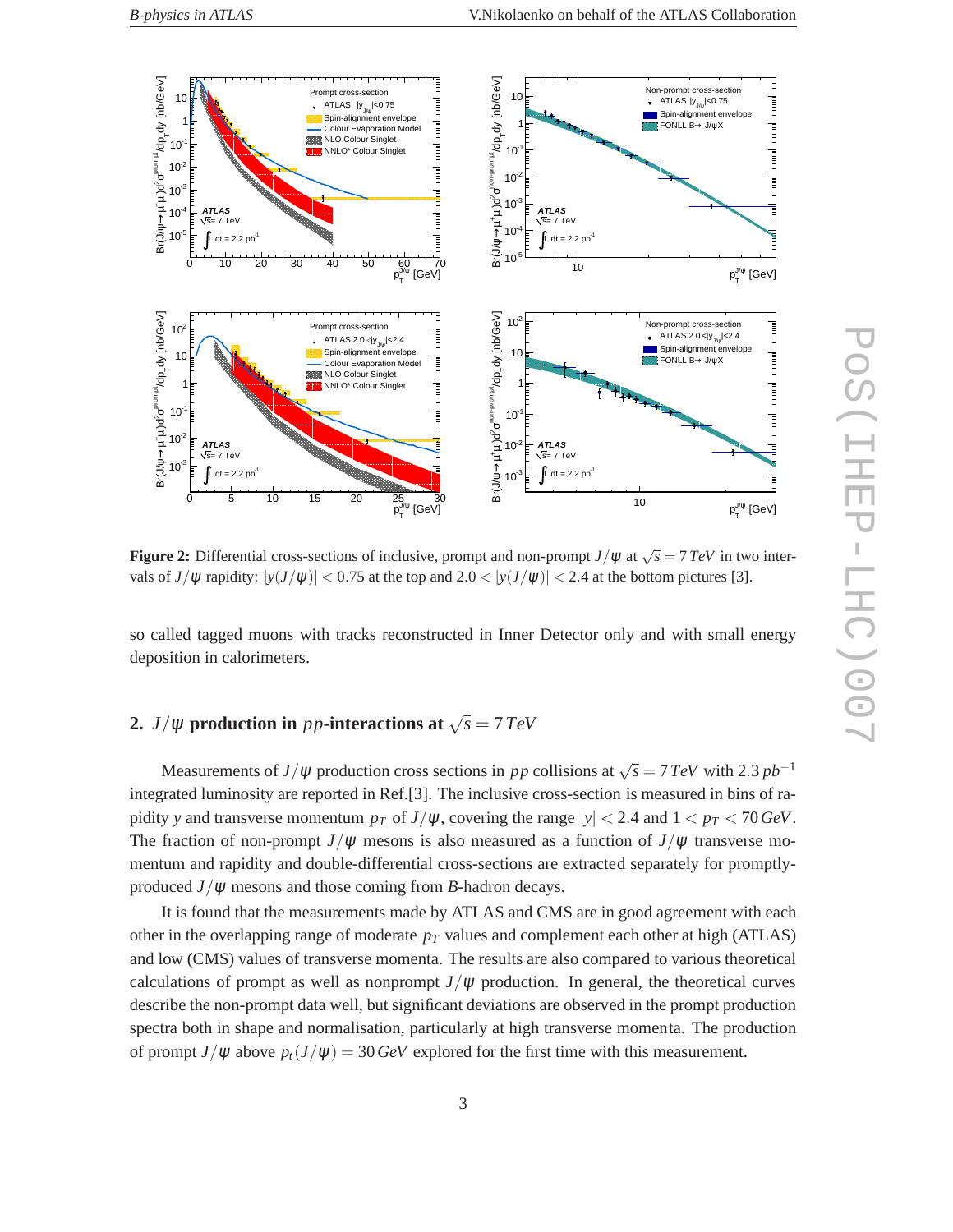**Figure 2:** Differential cross-sections of inclusive, prompt and non-prompt $J/\psi$ at $\sqrt{s} = 7\,TeV$ in two intervals of $J/\psi$ rapidity: $|y(J/\psi)| < 0.75$ at the top and $2.0 < |y(J/\psi)| < 2.4$ at the bottom pictures [3].

so called tagged muons with tracks reconstructed in Inner Detector only and with small energy deposition in calorimeters.

## 2. $J/\psi$ production in $pp$-interactions at $\sqrt{s} = 7\,TeV$

Measurements of $J/\psi$ production cross sections in $pp$ collisions at $\sqrt{s} = 7\,TeV$ with $2.3\,pb^{-1}$ integrated luminosity are reported in Ref.[3]. The inclusive cross-section is measured in bins of rapidity $y$ and transverse momentum $p_T$ of $J/\psi$, covering the range $|y| < 2.4$ and $1 < p_T < 70\,GeV$. The fraction of non-prompt $J/\psi$ mesons is also measured as a function of $J/\psi$ transverse momentum and rapidity and double-differential cross-sections are extracted separately for promptly-produced $J/\psi$ mesons and those coming from $B$-hadron decays.

It is found that the measurements made by ATLAS and CMS are in good agreement with each other in the overlapping range of moderate $p_T$ values and complement each other at high (ATLAS) and low (CMS) values of transverse momenta. The results are also compared to various theoretical calculations of prompt as well as nonprompt $J/\psi$ production. In general, the theoretical curves describe the non-prompt data well, but significant deviations are observed in the prompt production spectra both in shape and normalisation, particularly at high transverse momenta. The production of prompt $J/\psi$ above $p_t(J/\psi) = 30\,GeV$ explored for the first time with this measurement.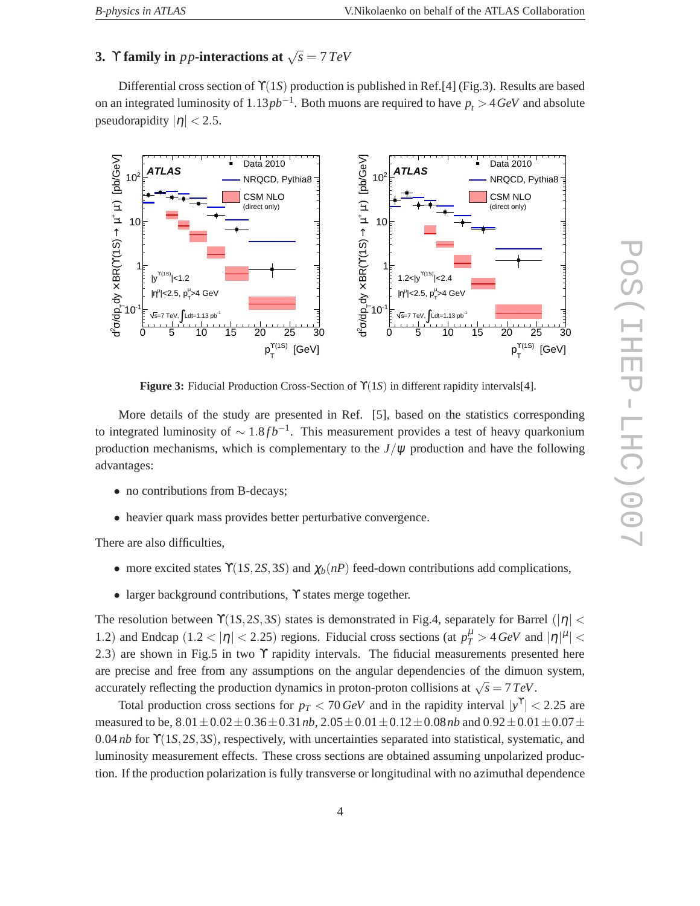## 3. $\Upsilon$ family in $pp$-interactions at $\sqrt{s} = 7\,TeV$

Differential cross section of $\Upsilon(1S)$ production is published in Ref.[4] (Fig.3). Results are based on an integrated luminosity of $1.13 pb^{-1}$. Both muons are required to have $p_t > 4\,GeV$ and absolute pseudorapidity $|\eta| < 2.5$.

**Figure 3:** Fiducial Production Cross-Section of $\Upsilon(1S)$ in different rapidity intervals[4].

More details of the study are presented in Ref. [5], based on the statistics corresponding to integrated luminosity of $\sim 1.8\,fb^{-1}$. This measurement provides a test of heavy quarkonium production mechanisms, which is complementary to the $J/\psi$ production and have the following advantages:

- no contributions from B-decays;
- heavier quark mass provides better perturbative convergence.

There are also difficulties,

- more excited states $\Upsilon(1S,2S,3S)$ and $\chi_b(nP)$ feed-down contributions add complications,
- larger background contributions, $\Upsilon$ states merge together.

The resolution between $\Upsilon(1S,2S,3S)$ states is demonstrated in Fig.4, separately for Barrel ($|\eta| < 1.2$) and Endcap ($1.2 < |\eta| < 2.25$) regions. Fiducial cross sections (at $p_T^{\mu} > 4\,GeV$ and $|\eta|^{\mu}| < 2.3$) are shown in Fig.5 in two $\Upsilon$ rapidity intervals. The fiducial measurements presented here are precise and free from any assumptions on the angular dependencies of the dimuon system, accurately reflecting the production dynamics in proton-proton collisions at $\sqrt{s} = 7\,TeV$.

Total production cross sections for $p_T < 70\,GeV$ and in the rapidity interval $|y^{\Upsilon}| < 2.25$ are measured to be, $8.01 \pm 0.02 \pm 0.36 \pm 0.31\,nb$, $2.05 \pm 0.01 \pm 0.12 \pm 0.08\,nb$ and $0.92 \pm 0.01 \pm 0.07 \pm 0.04\,nb$ for $\Upsilon(1S,2S,3S)$, respectively, with uncertainties separated into statistical, systematic, and luminosity measurement effects. These cross sections are obtained assuming unpolarized production. If the production polarization is fully transverse or longitudinal with no azimuthal dependence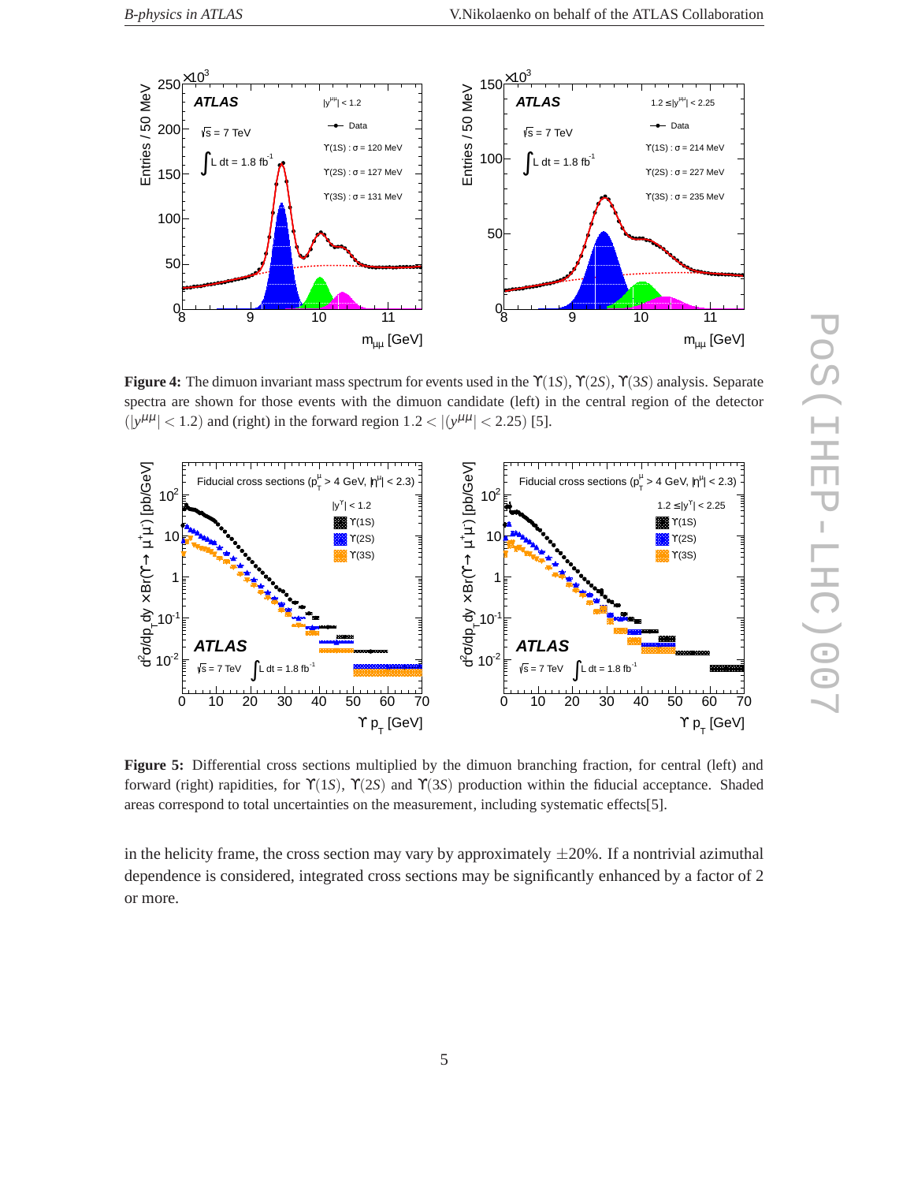**Figure 4:** The dimuon invariant mass spectrum for events used in the $\Upsilon(1S)$, $\Upsilon(2S)$, $\Upsilon(3S)$ analysis. Separate spectra are shown for those events with the dimuon candidate (left) in the central region of the detector ($|y^{\mu\mu}| < 1.2$) and (right) in the forward region $1.2 < |(y^{\mu\mu}| < 2.25)$ [5].

**Figure 5:** Differential cross sections multiplied by the dimuon branching fraction, for central (left) and forward (right) rapidities, for $\Upsilon(1S)$, $\Upsilon(2S)$ and $\Upsilon(3S)$ production within the fiducial acceptance. Shaded areas correspond to total uncertainties on the measurement, including systematic effects[5].

in the helicity frame, the cross section may vary by approximately $\pm 20\%$. If a nontrivial azimuthal dependence is considered, integrated cross sections may be significantly enhanced by a factor of 2 or more.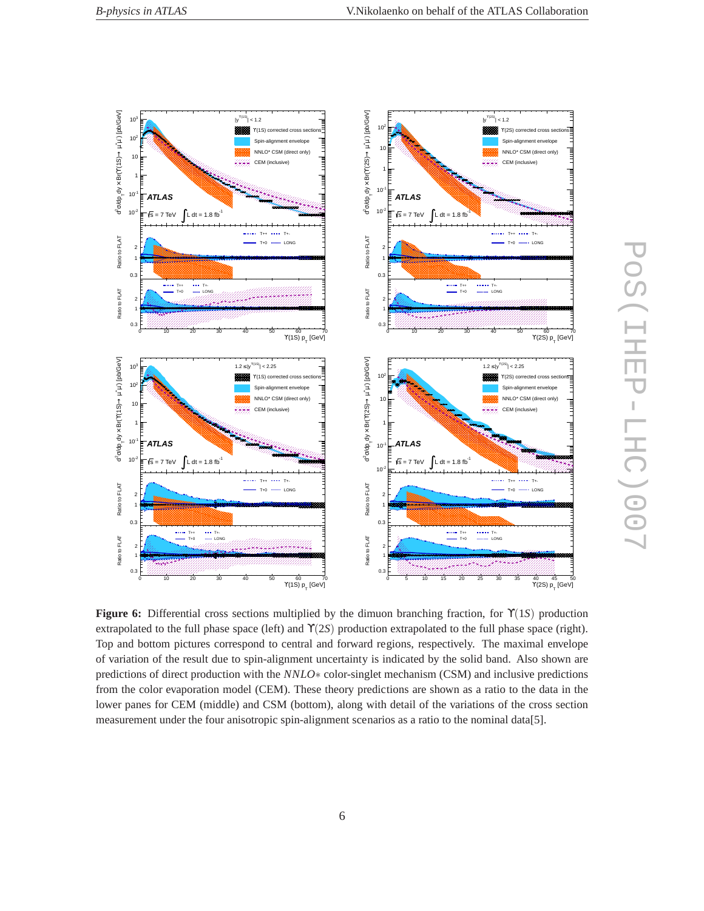**Figure 6:** Differential cross sections multiplied by the dimuon branching fraction, for $\Upsilon(1S)$ production extrapolated to the full phase space (left) and $\Upsilon(2S)$ production extrapolated to the full phase space (right). Top and bottom pictures correspond to central and forward regions, respectively. The maximal envelope of variation of the result due to spin-alignment uncertainty is indicated by the solid band. Also shown are predictions of direct production with the *NNLO$*$* color-singlet mechanism (CSM) and inclusive predictions from the color evaporation model (CEM). These theory predictions are shown as a ratio to the data in the lower panes for CEM (middle) and CSM (bottom), along with detail of the variations of the cross section measurement under the four anisotropic spin-alignment scenarios as a ratio to the nominal data[5].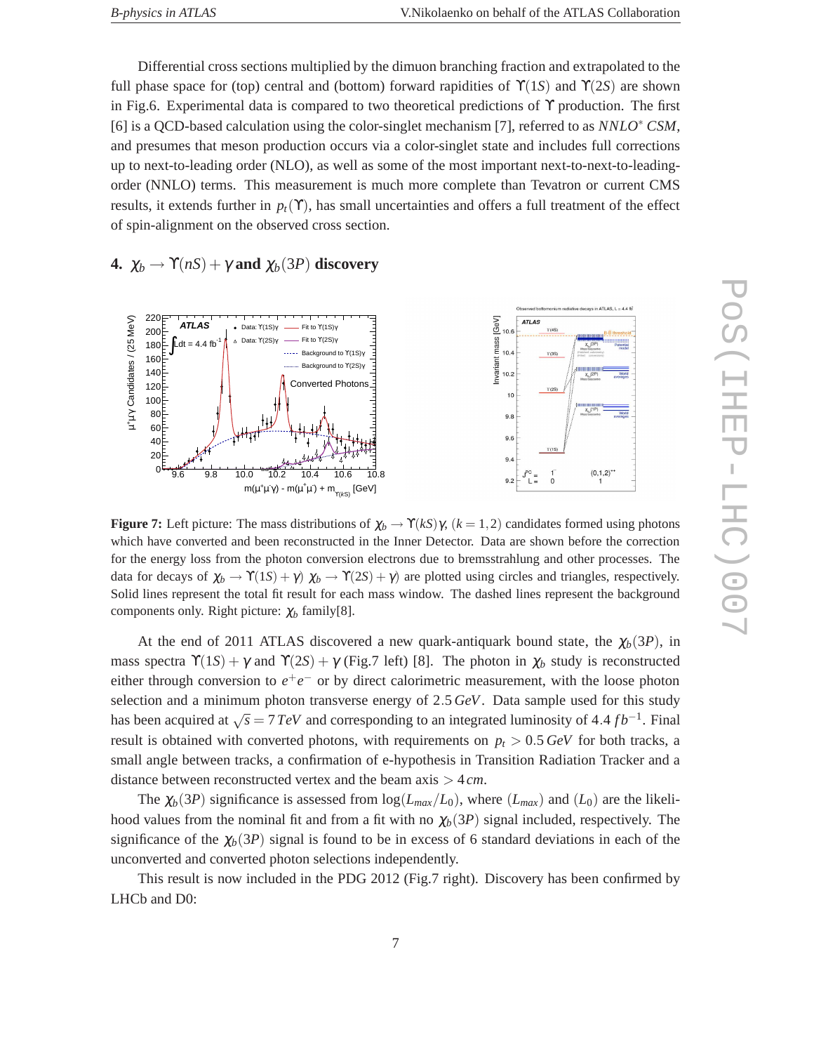Differential cross sections multiplied by the dimuon branching fraction and extrapolated to the full phase space for (top) central and (bottom) forward rapidities of $\Upsilon(1S)$ and $\Upsilon(2S)$ are shown in Fig.6. Experimental data is compared to two theoretical predictions of $\Upsilon$ production. The first [6] is a QCD-based calculation using the color-singlet mechanism [7], referred to as *NNLO\* CSM*, and presumes that meson production occurs via a color-singlet state and includes full corrections up to next-to-leading order (NLO), as well as some of the most important next-to-next-to-leading-order (NNLO) terms. This measurement is much more complete than Tevatron or current CMS results, it extends further in $p_t(\Upsilon)$, has small uncertainties and offers a full treatment of the effect of spin-alignment on the observed cross section.

## 4. $\chi_b \to \Upsilon(nS) + \gamma$ and $\chi_b(3P)$ discovery

**Figure 7:** Left picture: The mass distributions of $\chi_b \to \Upsilon(kS)\gamma$, $(k = 1,2)$ candidates formed using photons which have converted and been reconstructed in the Inner Detector. Data are shown before the correction for the energy loss from the photon conversion electrons due to bremsstrahlung and other processes. The data for decays of $\chi_b \to \Upsilon(1S) + \gamma)$ $\chi_b \to \Upsilon(2S) + \gamma)$ are plotted using circles and triangles, respectively. Solid lines represent the total fit result for each mass window. The dashed lines represent the background components only. Right picture: $\chi_b$ family[8].

At the end of 2011 ATLAS discovered a new quark-antiquark bound state, the $\chi_b(3P)$, in mass spectra $\Upsilon(1S) + \gamma$ and $\Upsilon(2S) + \gamma$ (Fig.7 left) [8]. The photon in $\chi_b$ study is reconstructed either through conversion to $e^+e^-$ or by direct calorimetric measurement, with the loose photon selection and a minimum photon transverse energy of $2.5\,GeV$. Data sample used for this study has been acquired at $\sqrt{s} = 7\,TeV$ and corresponding to an integrated luminosity of $4.4\,fb^{-1}$. Final result is obtained with converted photons, with requirements on $p_t > 0.5\,GeV$ for both tracks, a small angle between tracks, a confirmation of e-hypothesis in Transition Radiation Tracker and a distance between reconstructed vertex and the beam axis $> 4\,cm$.

The $\chi_b(3P)$ significance is assessed from $\log(L_{max}/L_0)$, where $(L_{max})$ and $(L_0)$ are the likelihood values from the nominal fit and from a fit with no $\chi_b(3P)$ signal included, respectively. The significance of the $\chi_b(3P)$ signal is found to be in excess of 6 standard deviations in each of the unconverted and converted photon selections independently.

This result is now included in the PDG 2012 (Fig.7 right). Discovery has been confirmed by LHCb and D0: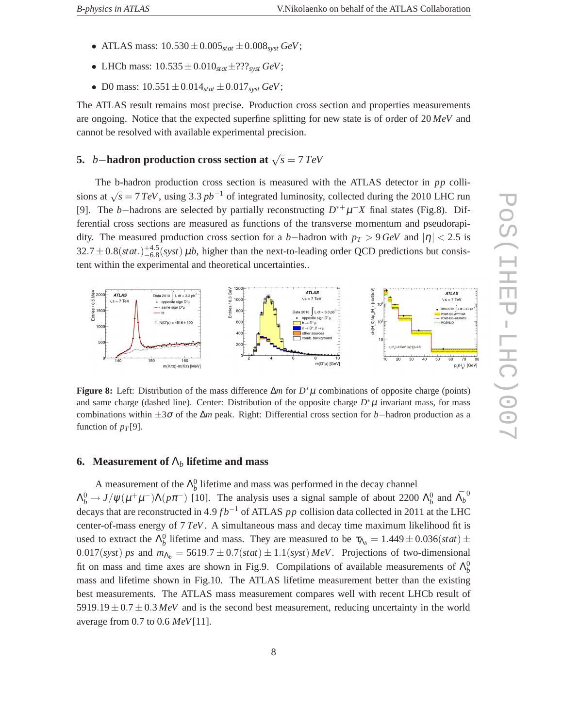- ATLAS mass: $10.530 \pm 0.005_{stat} \pm 0.008_{syst}\ GeV$;
- LHCb mass: $10.535 \pm 0.010_{stat} \pm ???_{syst}\ GeV$;
- D0 mass: $10.551 \pm 0.014_{stat} \pm 0.017_{syst}\ GeV$;

The ATLAS result remains most precise. Production cross section and properties measurements are ongoing. Notice that the expected superfine splitting for new state is of order of $20\,MeV$ and cannot be resolved with available experimental precision.

## 5. $b-$hadron production cross section at $\sqrt{s} = 7\,TeV$

The b-hadron production cross section is measured with the ATLAS detector in $pp$ collisions at $\sqrt{s} = 7\,TeV$, using $3.3\,pb^{-1}$ of integrated luminosity, collected during the 2010 LHC run [9]. The $b-$hadrons are selected by partially reconstructing $D^{*+}\mu^{-}X$ final states (Fig.8). Differential cross sections are measured as functions of the transverse momentum and pseudorapidity. The measured production cross section for a $b-$hadron with $p_T > 9\,GeV$ and $|\eta| < 2.5$ is $32.7 \pm 0.8(stat.)^{+4.5}_{-6.8}(syst)\ \mu b$, higher than the next-to-leading order QCD predictions but consistent within the experimental and theoretical uncertainties..

**Figure 8:** Left: Distribution of the mass difference $\Delta m$ for $D^{*}\mu$ combinations of opposite charge (points) and same charge (dashed line). Center: Distribution of the opposite charge $D^{*}\mu$ invariant mass, for mass combinations within $\pm 3\sigma$ of the $\Delta m$ peak. Right: Differential cross section for $b-$hadron production as a function of $p_T$[9].

## 6. Measurement of $\Lambda_b$ lifetime and mass

A measurement of the $\Lambda_b^0$ lifetime and mass was performed in the decay channel $\Lambda_b^0 \to J/\psi(\mu^+\mu^-)\Lambda(p\pi^-)$ [10]. The analysis uses a signal sample of about 2200 $\Lambda_b^0$ and $\bar{\Lambda}_b^0$ decays that are reconstructed in $4.9\,fb^{-1}$ of ATLAS $pp$ collision data collected in 2011 at the LHC center-of-mass energy of $7\,TeV$. A simultaneous mass and decay time maximum likelihood fit is used to extract the $\Lambda_b^0$ lifetime and mass. They are measured to be $\tau_{\Lambda_b} = 1.449 \pm 0.036(stat) \pm 0.017(syst)\ ps$ and $m_{\Lambda_b} = 5619.7 \pm 0.7(stat) \pm 1.1(syst)\ MeV$. Projections of two-dimensional fit on mass and time axes are shown in Fig.9. Compilations of available measurements of $\Lambda_b^0$ mass and lifetime shown in Fig.10. The ATLAS lifetime measurement better than the existing best measurements. The ATLAS mass measurement compares well with recent LHCb result of $5919.19 \pm 0.7 \pm 0.3\,MeV$ and is the second best measurement, reducing uncertainty in the world average from 0.7 to 0.6 $MeV$[11].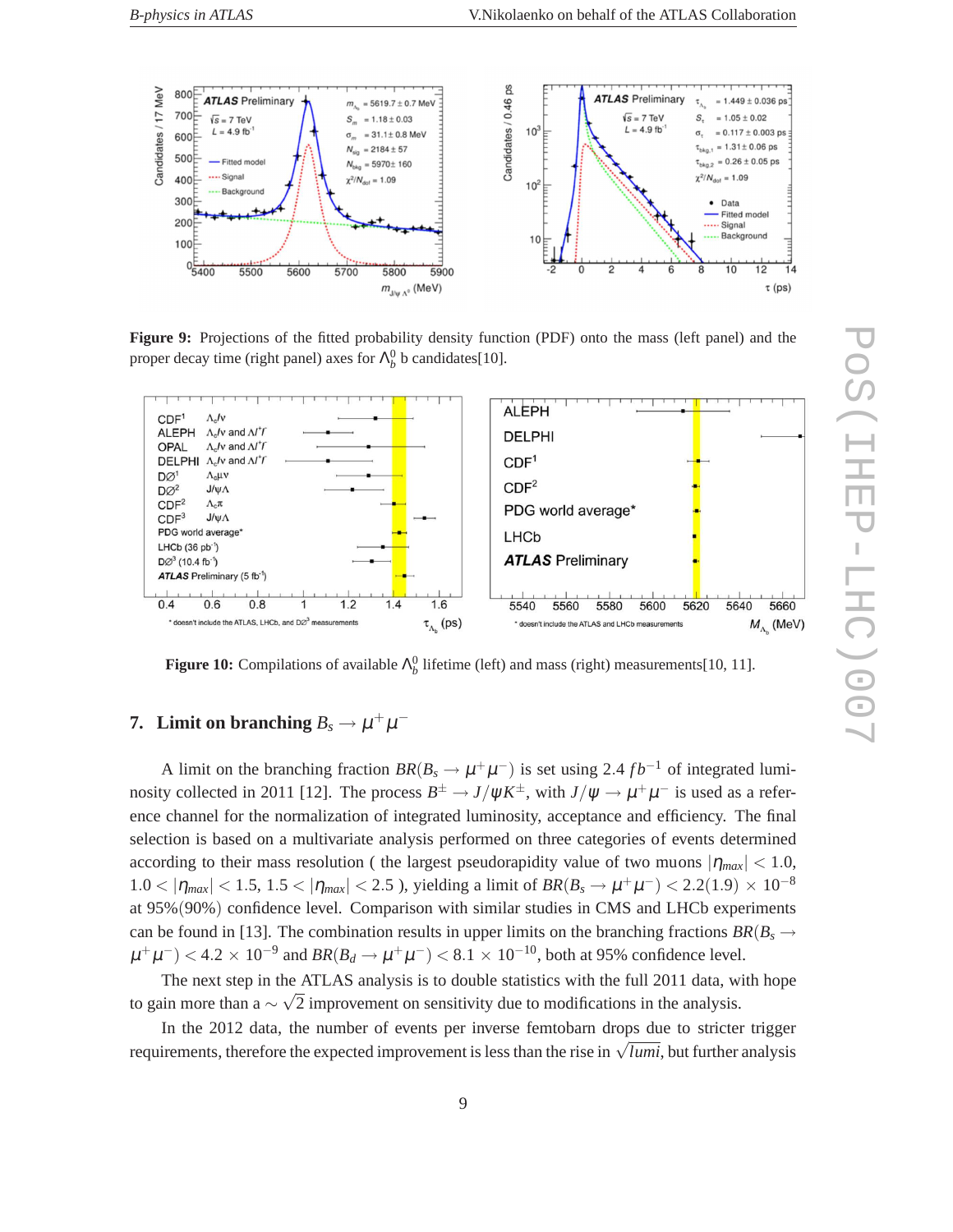**Figure 9:** Projections of the fitted probability density function (PDF) onto the mass (left panel) and the proper decay time (right panel) axes for $\Lambda_b^0$ b candidates[10].

**Figure 10:** Compilations of available $\Lambda_b^0$ lifetime (left) and mass (right) measurements[10, 11].

## 7. Limit on branching $B_s \to \mu^+\mu^-$

A limit on the branching fraction $BR(B_s \to \mu^+\mu^-)$ is set using 2.4 $fb^{-1}$ of integrated luminosity collected in 2011 [12]. The process $B^\pm \to J/\psi K^\pm$, with $J/\psi \to \mu^+\mu^-$ is used as a reference channel for the normalization of integrated luminosity, acceptance and efficiency. The final selection is based on a multivariate analysis performed on three categories of events determined according to their mass resolution ( the largest pseudorapidity value of two muons $|\eta_{max}| < 1.0$, $1.0 < |\eta_{max}| < 1.5$, $1.5 < |\eta_{max}| < 2.5$ ), yielding a limit of $BR(B_s \to \mu^+\mu^-) < 2.2(1.9) \times 10^{-8}$ at 95%(90%) confidence level. Comparison with similar studies in CMS and LHCb experiments can be found in [13]. The combination results in upper limits on the branching fractions $BR(B_s \to \mu^+\mu^-) < 4.2 \times 10^{-9}$ and $BR(B_d \to \mu^+\mu^-) < 8.1 \times 10^{-10}$, both at 95% confidence level.

The next step in the ATLAS analysis is to double statistics with the full 2011 data, with hope to gain more than a $\sim \sqrt{2}$ improvement on sensitivity due to modifications in the analysis.

In the 2012 data, the number of events per inverse femtobarn drops due to stricter trigger requirements, therefore the expected improvement is less than the rise in $\sqrt{lumi}$, but further analysis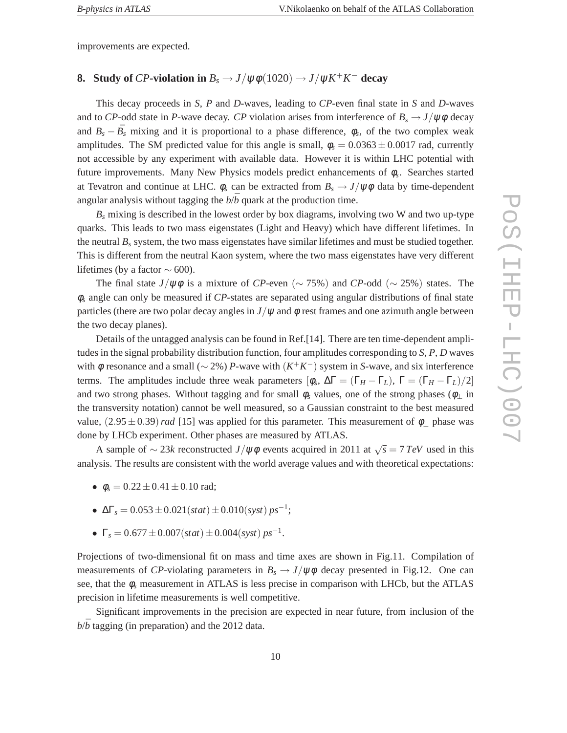improvements are expected.

## 8. Study of *CP*-violation in $B_s \to J/\psi\phi(1020) \to J/\psi K^+K^-$ decay

This decay proceeds in *S*, *P* and *D*-waves, leading to *CP*-even final state in *S* and *D*-waves and to *CP*-odd state in *P*-wave decay. *CP* violation arises from interference of $B_s \to J/\psi\phi$ decay and $B_s - \bar{B_s}$ mixing and it is proportional to a phase difference, $\phi_s$, of the two complex weak amplitudes. The SM predicted value for this angle is small, $\phi_s = 0.0363 \pm 0.0017$ rad, currently not accessible by any experiment with available data. However it is within LHC potential with future improvements. Many New Physics models predict enhancements of $\phi_s$. Searches started at Tevatron and continue at LHC. $\phi_s$ can be extracted from $B_s \to J/\psi\phi$ data by time-dependent angular analysis without tagging the $b/\bar{b}$ quark at the production time.

$B_s$ mixing is described in the lowest order by box diagrams, involving two W and two up-type quarks. This leads to two mass eigenstates (Light and Heavy) which have different lifetimes. In the neutral $B_s$ system, the two mass eigenstates have similar lifetimes and must be studied together. This is different from the neutral Kaon system, where the two mass eigenstates have very different lifetimes (by a factor $\sim 600$).

The final state $J/\psi\phi$ is a mixture of *CP*-even ($\sim 75\%$) and *CP*-odd ($\sim 25\%$) states. The $\phi_s$ angle can only be measured if *CP*-states are separated using angular distributions of final state particles (there are two polar decay angles in $J/\psi$ and $\phi$ rest frames and one azimuth angle between the two decay planes).

Details of the untagged analysis can be found in Ref.[14]. There are ten time-dependent amplitudes in the signal probability distribution function, four amplitudes corresponding to *S*, *P*, *D* waves with $\phi$ resonance and a small ($\sim 2\%$) *P*-wave with $(K^+K^-)$ system in *S*-wave, and six interference terms. The amplitudes include three weak parameters $[\phi_s,\ \Delta\Gamma = (\Gamma_H - \Gamma_L),\ \Gamma = (\Gamma_H - \Gamma_L)/2]$ and two strong phases. Without tagging and for small $\phi_s$ values, one of the strong phases ($\phi_\perp$ in the transversity notation) cannot be well measured, so a Gaussian constraint to the best measured value, $(2.95 \pm 0.39)\,rad$ [15] was applied for this parameter. This measurement of $\phi_\perp$ phase was done by LHCb experiment. Other phases are measured by ATLAS.

A sample of $\sim 23k$ reconstructed $J/\psi\phi$ events acquired in 2011 at $\sqrt{s} = 7\,TeV$ used in this analysis. The results are consistent with the world average values and with theoretical expectations:

- $\phi_s = 0.22 \pm 0.41 \pm 0.10$ rad;
- $\Delta\Gamma_s = 0.053 \pm 0.021(stat) \pm 0.010(syst)\,ps^{-1}$;
- $\Gamma_s = 0.677 \pm 0.007(stat) \pm 0.004(syst)\,ps^{-1}$.

Projections of two-dimensional fit on mass and time axes are shown in Fig.11. Compilation of measurements of *CP*-violating parameters in $B_s \to J/\psi\phi$ decay presented in Fig.12. One can see, that the $\phi_s$ measurement in ATLAS is less precise in comparison with LHCb, but the ATLAS precision in lifetime measurements is well competitive.

Significant improvements in the precision are expected in near future, from inclusion of the $b/\bar{b}$ tagging (in preparation) and the 2012 data.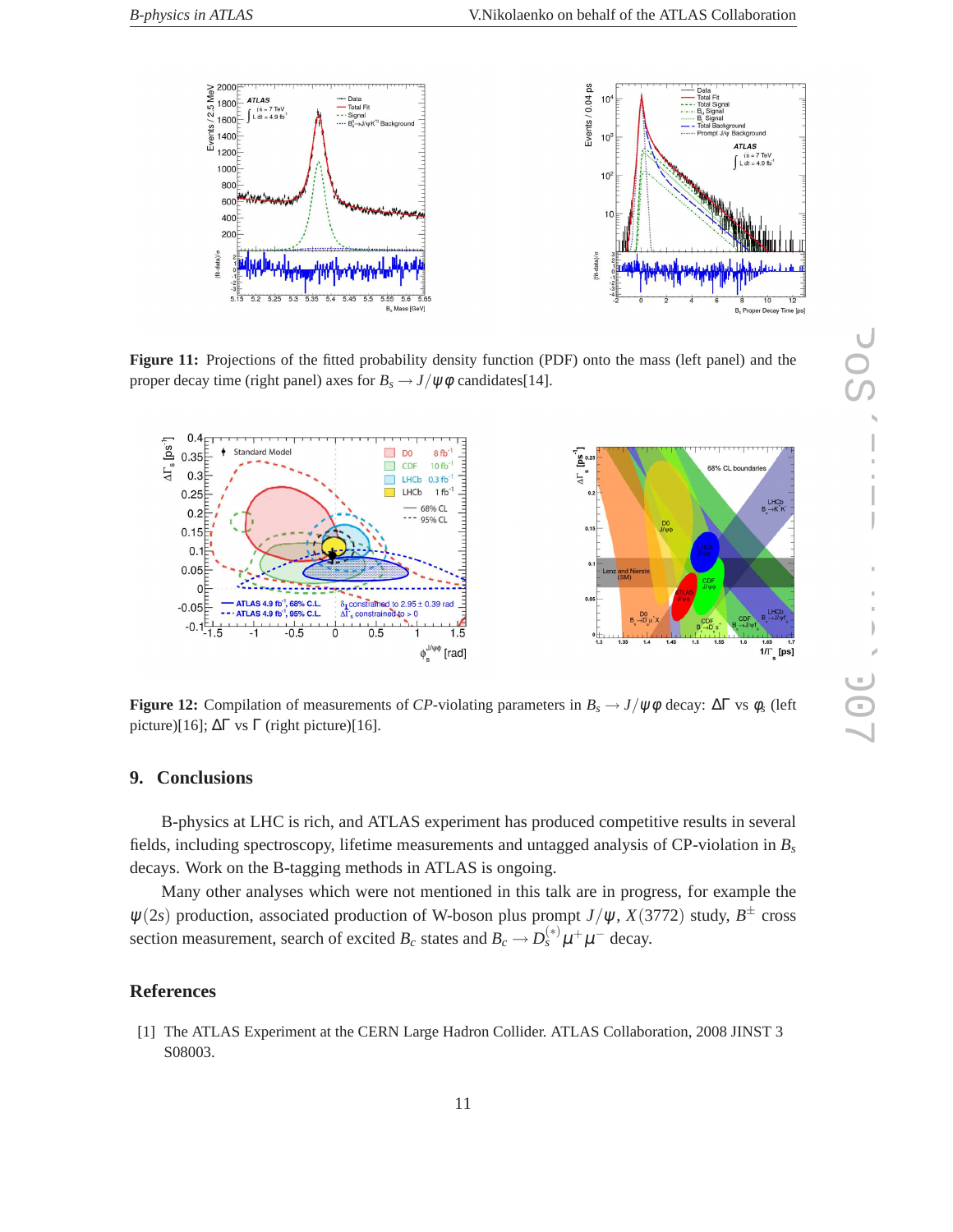**Figure 11:** Projections of the fitted probability density function (PDF) onto the mass (left panel) and the proper decay time (right panel) axes for $B_s \to J/\psi\phi$ candidates[14].

**Figure 12:** Compilation of measurements of *CP*-violating parameters in $B_s \to J/\psi\phi$ decay: $\Delta\Gamma$ vs $\phi_s$ (left picture)[16]; $\Delta\Gamma$ vs $\Gamma$ (right picture)[16].

## 9. Conclusions

B-physics at LHC is rich, and ATLAS experiment has produced competitive results in several fields, including spectroscopy, lifetime measurements and untagged analysis of CP-violation in $B_s$ decays. Work on the B-tagging methods in ATLAS is ongoing.

Many other analyses which were not mentioned in this talk are in progress, for example the $\psi(2s)$ production, associated production of W-boson plus prompt $J/\psi$, $X(3772)$ study, $B^{\pm}$ cross section measurement, search of excited $B_c$ states and $B_c \to D_s^{(*)}\mu^+\mu^-$ decay.

## References

[1] The ATLAS Experiment at the CERN Large Hadron Collider. ATLAS Collaboration, 2008 JINST 3 S08003.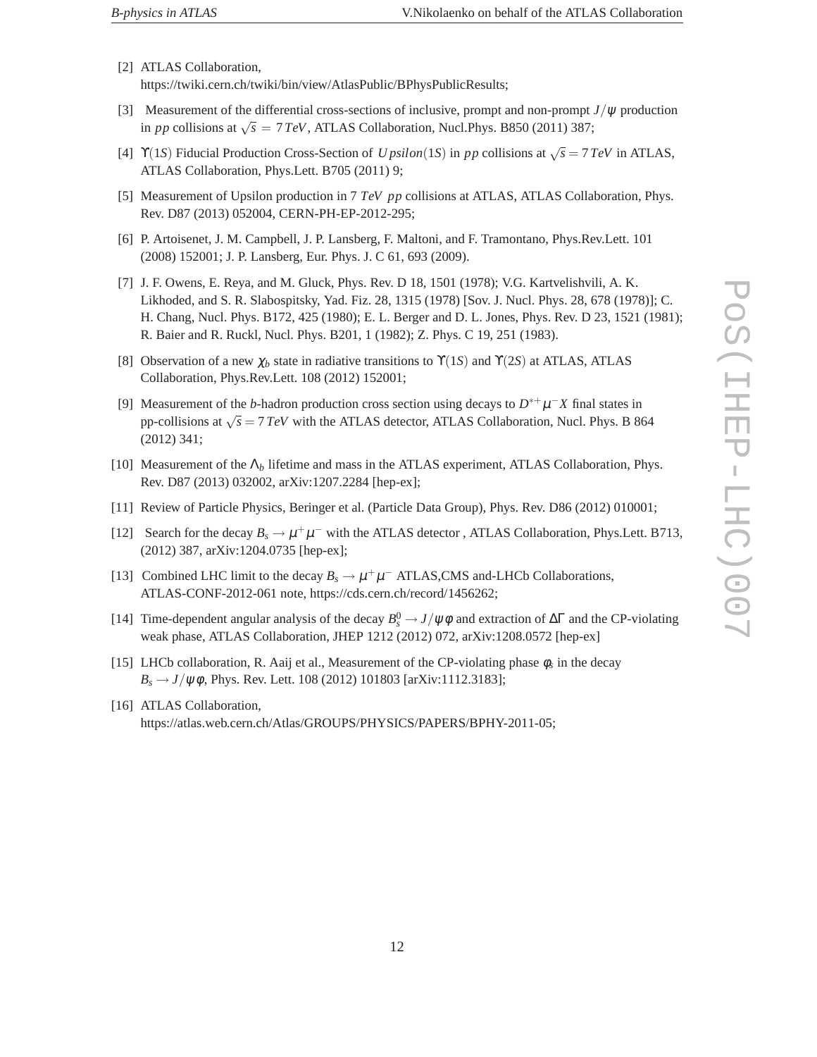[2] ATLAS Collaboration, https://twiki.cern.ch/twiki/bin/view/AtlasPublic/BPhysPublicResults;

[3] Measurement of the differential cross-sections of inclusive, prompt and non-prompt $J/\psi$ production in $pp$ collisions at $\sqrt{s} = 7\,TeV$, ATLAS Collaboration, Nucl.Phys. B850 (2011) 387;

[4] $\Upsilon(1S)$ Fiducial Production Cross-Section of $Upsilon(1S)$ in $pp$ collisions at $\sqrt{s} = 7\,TeV$ in ATLAS, ATLAS Collaboration, Phys.Lett. B705 (2011) 9;

[5] Measurement of Upsilon production in 7 $TeV$ $pp$ collisions at ATLAS, ATLAS Collaboration, Phys. Rev. D87 (2013) 052004, CERN-PH-EP-2012-295;

[6] P. Artoisenet, J. M. Campbell, J. P. Lansberg, F. Maltoni, and F. Tramontano, Phys.Rev.Lett. 101 (2008) 152001; J. P. Lansberg, Eur. Phys. J. C 61, 693 (2009).

[7] J. F. Owens, E. Reya, and M. Gluck, Phys. Rev. D 18, 1501 (1978); V.G. Kartvelishvili, A. K. Likhoded, and S. R. Slabospitsky, Yad. Fiz. 28, 1315 (1978) [Sov. J. Nucl. Phys. 28, 678 (1978)]; C. H. Chang, Nucl. Phys. B172, 425 (1980); E. L. Berger and D. L. Jones, Phys. Rev. D 23, 1521 (1981); R. Baier and R. Ruckl, Nucl. Phys. B201, 1 (1982); Z. Phys. C 19, 251 (1983).

[8] Observation of a new $\chi_b$ state in radiative transitions to $\Upsilon(1S)$ and $\Upsilon(2S)$ at ATLAS, ATLAS Collaboration, Phys.Rev.Lett. 108 (2012) 152001;

[9] Measurement of the $b$-hadron production cross section using decays to $D^{*+}\mu^- X$ final states in pp-collisions at $\sqrt{s} = 7\,TeV$ with the ATLAS detector, ATLAS Collaboration, Nucl. Phys. B 864 (2012) 341;

[10] Measurement of the $\Lambda_b$ lifetime and mass in the ATLAS experiment, ATLAS Collaboration, Phys. Rev. D87 (2013) 032002, arXiv:1207.2284 [hep-ex];

[11] Review of Particle Physics, Beringer et al. (Particle Data Group), Phys. Rev. D86 (2012) 010001;

[12] Search for the decay $B_s \to \mu^+\mu^-$ with the ATLAS detector , ATLAS Collaboration, Phys.Lett. B713, (2012) 387, arXiv:1204.0735 [hep-ex];

[13] Combined LHC limit to the decay $B_s \to \mu^+\mu^-$ ATLAS,CMS and-LHCb Collaborations, ATLAS-CONF-2012-061 note, https://cds.cern.ch/record/1456262;

[14] Time-dependent angular analysis of the decay $B_s^0 \to J/\psi\phi$ and extraction of $\Delta\Gamma$ and the CP-violating weak phase, ATLAS Collaboration, JHEP 1212 (2012) 072, arXiv:1208.0572 [hep-ex]

[15] LHCb collaboration, R. Aaij et al., Measurement of the CP-violating phase $\phi_s$ in the decay $B_s \to J/\psi\phi$, Phys. Rev. Lett. 108 (2012) 101803 [arXiv:1112.3183];

[16] ATLAS Collaboration, https://atlas.web.cern.ch/Atlas/GROUPS/PHYSICS/PAPERS/BPHY-2011-05;